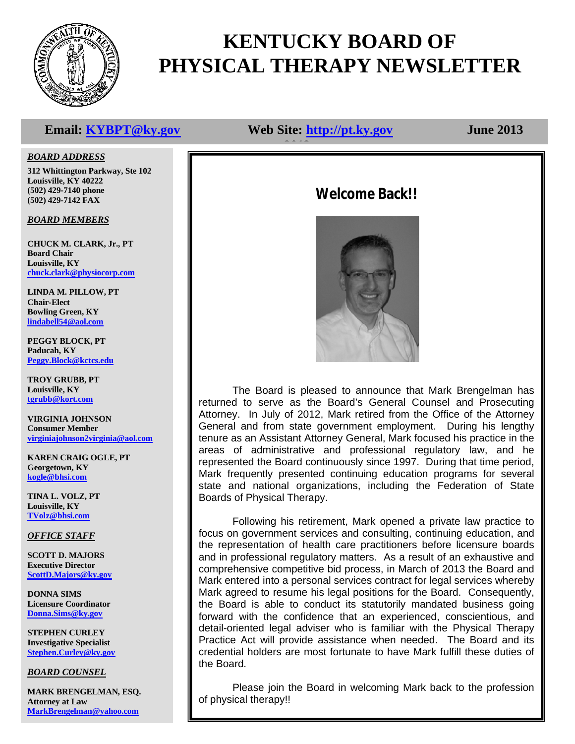# KENTUCKY BOARD OF PHYSICAL THERAPY NEWSLETTER

**Email: KYBPT@ky.gov** | **Web Site: http://pt.ky.gov** | **June 2013**

***BOARD ADDRESS***

**312 Whittington Parkway, Ste 102**
**Louisville, KY 40222**
**(502) 429-7140 phone**
**(502) 429-7142 FAX**

***BOARD MEMBERS***

**CHUCK M. CLARK, Jr., PT**
**Board Chair**
**Louisville, KY**
**chuck.clark@physiocorp.com**

**LINDA M. PILLOW, PT**
**Chair-Elect**
**Bowling Green, KY**
**lindabell54@aol.com**

**PEGGY BLOCK, PT**
**Paducah, KY**
**Peggy.Block@kctcs.edu**

**TROY GRUBB, PT**
**Louisville, KY**
**tgrubb@kort.com**

**VIRGINIA JOHNSON**
**Consumer Member**
**virginiajohnson2virginia@aol.com**

**KAREN CRAIG OGLE, PT**
**Georgetown, KY**
**kogle@bhsi.com**

**TINA L. VOLZ, PT**
**Louisville, KY**
**TVolz@bhsi.com**

***OFFICE STAFF***

**SCOTT D. MAJORS**
**Executive Director**
**ScottD.Majors@ky.gov**

**DONNA SIMS**
**Licensure Coordinator**
**Donna.Sims@ky.gov**

**STEPHEN CURLEY**
**Investigative Specialist**
**Stephen.Curley@ky.gov**

***BOARD COUNSEL***

**MARK BRENGELMAN, ESQ.**
**Attorney at Law**
**MarkBrengelman@yahoo.com**

## Welcome Back!!

The Board is pleased to announce that Mark Brengelman has returned to serve as the Board's General Counsel and Prosecuting Attorney. In July of 2012, Mark retired from the Office of the Attorney General and from state government employment. During his lengthy tenure as an Assistant Attorney General, Mark focused his practice in the areas of administrative and professional regulatory law, and he represented the Board continuously since 1997. During that time period, Mark frequently presented continuing education programs for several state and national organizations, including the Federation of State Boards of Physical Therapy.

Following his retirement, Mark opened a private law practice to focus on government services and consulting, continuing education, and the representation of health care practitioners before licensure boards and in professional regulatory matters. As a result of an exhaustive and comprehensive competitive bid process, in March of 2013 the Board and Mark entered into a personal services contract for legal services whereby Mark agreed to resume his legal positions for the Board. Consequently, the Board is able to conduct its statutorily mandated business going forward with the confidence that an experienced, conscientious, and detail-oriented legal adviser who is familiar with the Physical Therapy Practice Act will provide assistance when needed. The Board and its credential holders are most fortunate to have Mark fulfill these duties of the Board.

Please join the Board in welcoming Mark back to the profession of physical therapy!!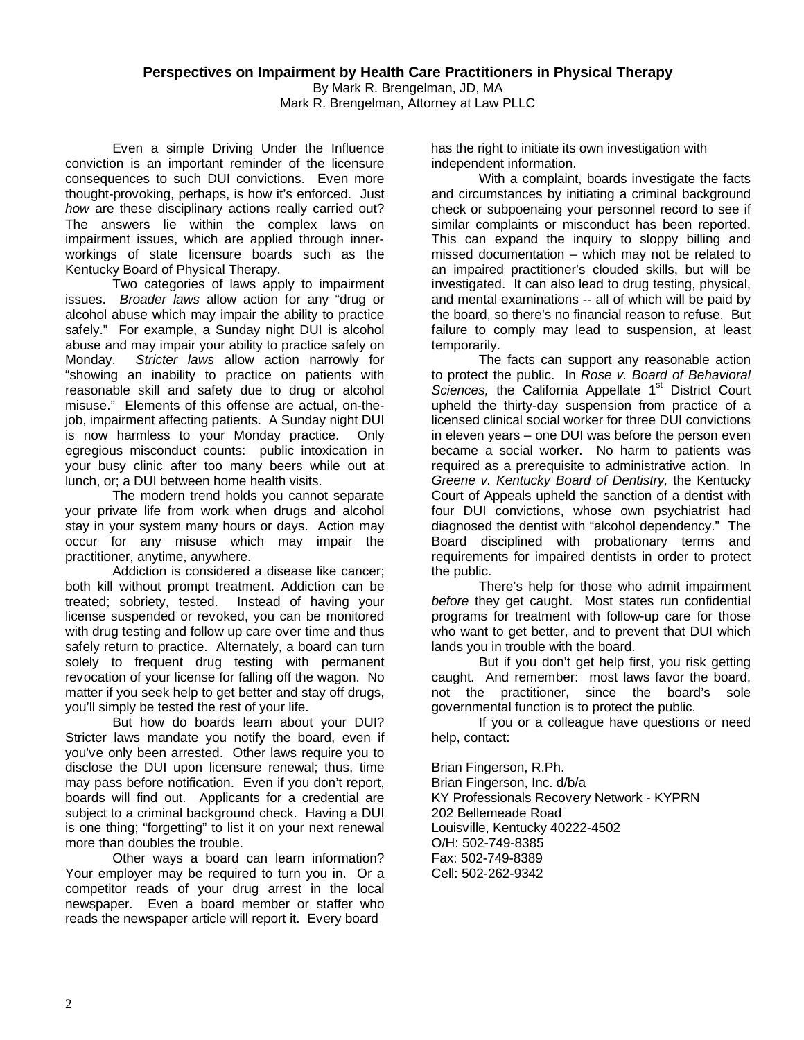# Perspectives on Impairment by Health Care Practitioners in Physical Therapy

By Mark R. Brengelman, JD, MA
Mark R. Brengelman, Attorney at Law PLLC

Even a simple Driving Under the Influence conviction is an important reminder of the licensure consequences to such DUI convictions. Even more thought-provoking, perhaps, is how it's enforced. Just *how* are these disciplinary actions really carried out? The answers lie within the complex laws on impairment issues, which are applied through inner-workings of state licensure boards such as the Kentucky Board of Physical Therapy.

Two categories of laws apply to impairment issues. *Broader laws* allow action for any "drug or alcohol abuse which may impair the ability to practice safely." For example, a Sunday night DUI is alcohol abuse and may impair your ability to practice safely on Monday. *Stricter laws* allow action narrowly for "showing an inability to practice on patients with reasonable skill and safety due to drug or alcohol misuse." Elements of this offense are actual, on-the-job, impairment affecting patients. A Sunday night DUI is now harmless to your Monday practice. Only egregious misconduct counts: public intoxication in your busy clinic after too many beers while out at lunch, or; a DUI between home health visits.

The modern trend holds you cannot separate your private life from work when drugs and alcohol stay in your system many hours or days. Action may occur for any misuse which may impair the practitioner, anytime, anywhere.

Addiction is considered a disease like cancer; both kill without prompt treatment. Addiction can be treated; sobriety, tested. Instead of having your license suspended or revoked, you can be monitored with drug testing and follow up care over time and thus safely return to practice. Alternately, a board can turn solely to frequent drug testing with permanent revocation of your license for falling off the wagon. No matter if you seek help to get better and stay off drugs, you'll simply be tested the rest of your life.

But how do boards learn about your DUI? Stricter laws mandate you notify the board, even if you've only been arrested. Other laws require you to disclose the DUI upon licensure renewal; thus, time may pass before notification. Even if you don't report, boards will find out. Applicants for a credential are subject to a criminal background check. Having a DUI is one thing; "forgetting" to list it on your next renewal more than doubles the trouble.

Other ways a board can learn information? Your employer may be required to turn you in. Or a competitor reads of your drug arrest in the local newspaper. Even a board member or staffer who reads the newspaper article will report it. Every board has the right to initiate its own investigation with independent information.

With a complaint, boards investigate the facts and circumstances by initiating a criminal background check or subpoenaing your personnel record to see if similar complaints or misconduct has been reported. This can expand the inquiry to sloppy billing and missed documentation – which may not be related to an impaired practitioner's clouded skills, but will be investigated. It can also lead to drug testing, physical, and mental examinations -- all of which will be paid by the board, so there's no financial reason to refuse. But failure to comply may lead to suspension, at least temporarily.

The facts can support any reasonable action to protect the public. In *Rose v. Board of Behavioral Sciences,* the California Appellate 1st District Court upheld the thirty-day suspension from practice of a licensed clinical social worker for three DUI convictions in eleven years – one DUI was before the person even became a social worker. No harm to patients was required as a prerequisite to administrative action. In *Greene v. Kentucky Board of Dentistry,* the Kentucky Court of Appeals upheld the sanction of a dentist with four DUI convictions, whose own psychiatrist had diagnosed the dentist with "alcohol dependency." The Board disciplined with probationary terms and requirements for impaired dentists in order to protect the public.

There's help for those who admit impairment *before* they get caught. Most states run confidential programs for treatment with follow-up care for those who want to get better, and to prevent that DUI which lands you in trouble with the board.

But if you don't get help first, you risk getting caught. And remember: most laws favor the board, not the practitioner, since the board's sole governmental function is to protect the public.

If you or a colleague have questions or need help, contact:

Brian Fingerson, R.Ph.
Brian Fingerson, Inc. d/b/a
KY Professionals Recovery Network - KYPRN
202 Bellemeade Road
Louisville, Kentucky 40222-4502
O/H: 502-749-8385
Fax: 502-749-8389
Cell: 502-262-9342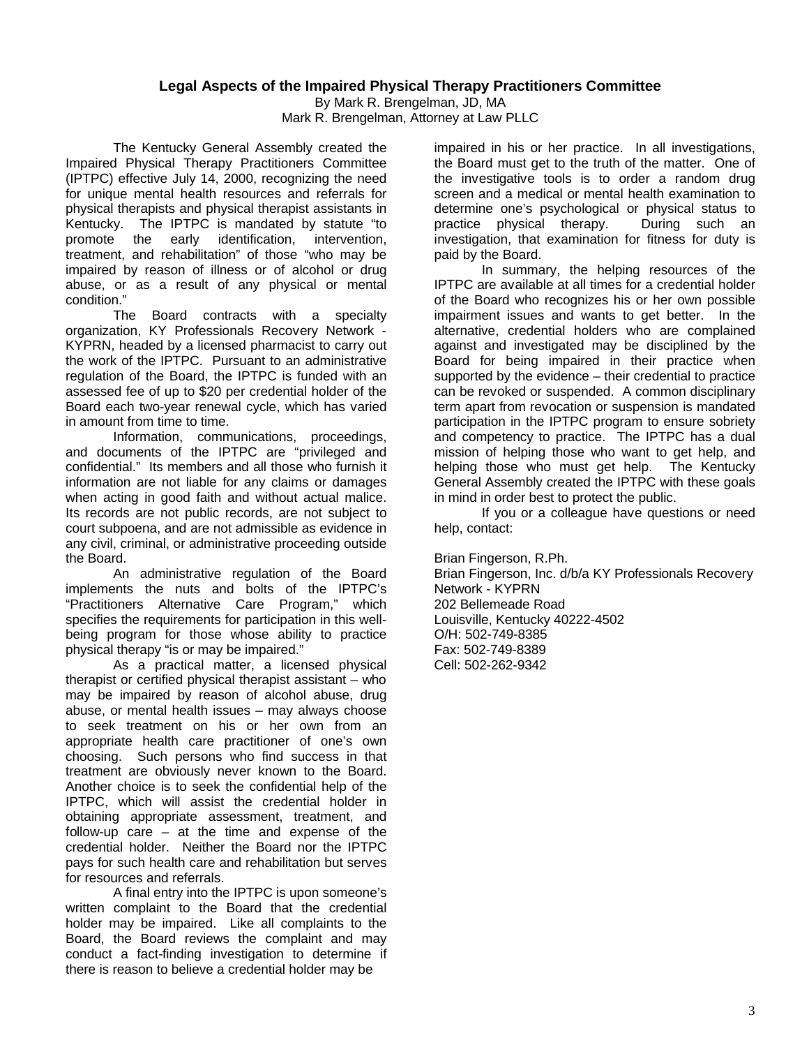## Legal Aspects of the Impaired Physical Therapy Practitioners Committee

By Mark R. Brengelman, JD, MA
Mark R. Brengelman, Attorney at Law PLLC

The Kentucky General Assembly created the Impaired Physical Therapy Practitioners Committee (IPTPC) effective July 14, 2000, recognizing the need for unique mental health resources and referrals for physical therapists and physical therapist assistants in Kentucky. The IPTPC is mandated by statute "to promote the early identification, intervention, treatment, and rehabilitation" of those "who may be impaired by reason of illness or of alcohol or drug abuse, or as a result of any physical or mental condition."

The Board contracts with a specialty organization, KY Professionals Recovery Network - KYPRN, headed by a licensed pharmacist to carry out the work of the IPTPC. Pursuant to an administrative regulation of the Board, the IPTPC is funded with an assessed fee of up to $20 per credential holder of the Board each two-year renewal cycle, which has varied in amount from time to time.

Information, communications, proceedings, and documents of the IPTPC are "privileged and confidential." Its members and all those who furnish it information are not liable for any claims or damages when acting in good faith and without actual malice. Its records are not public records, are not subject to court subpoena, and are not admissible as evidence in any civil, criminal, or administrative proceeding outside the Board.

An administrative regulation of the Board implements the nuts and bolts of the IPTPC's "Practitioners Alternative Care Program," which specifies the requirements for participation in this well-being program for those whose ability to practice physical therapy "is or may be impaired."

As a practical matter, a licensed physical therapist or certified physical therapist assistant – who may be impaired by reason of alcohol abuse, drug abuse, or mental health issues – may always choose to seek treatment on his or her own from an appropriate health care practitioner of one's own choosing. Such persons who find success in that treatment are obviously never known to the Board. Another choice is to seek the confidential help of the IPTPC, which will assist the credential holder in obtaining appropriate assessment, treatment, and follow-up care – at the time and expense of the credential holder. Neither the Board nor the IPTPC pays for such health care and rehabilitation but serves for resources and referrals.

A final entry into the IPTPC is upon someone's written complaint to the Board that the credential holder may be impaired. Like all complaints to the Board, the Board reviews the complaint and may conduct a fact-finding investigation to determine if there is reason to believe a credential holder may be impaired in his or her practice. In all investigations, the Board must get to the truth of the matter. One of the investigative tools is to order a random drug screen and a medical or mental health examination to determine one's psychological or physical status to practice physical therapy. During such an investigation, that examination for fitness for duty is paid by the Board.

In summary, the helping resources of the IPTPC are available at all times for a credential holder of the Board who recognizes his or her own possible impairment issues and wants to get better. In the alternative, credential holders who are complained against and investigated may be disciplined by the Board for being impaired in their practice when supported by the evidence – their credential to practice can be revoked or suspended. A common disciplinary term apart from revocation or suspension is mandated participation in the IPTPC program to ensure sobriety and competency to practice. The IPTPC has a dual mission of helping those who want to get help, and helping those who must get help. The Kentucky General Assembly created the IPTPC with these goals in mind in order best to protect the public.

If you or a colleague have questions or need help, contact:

Brian Fingerson, R.Ph.
Brian Fingerson, Inc. d/b/a KY Professionals Recovery Network - KYPRN
202 Bellemeade Road
Louisville, Kentucky 40222-4502
O/H: 502-749-8385
Fax: 502-749-8389
Cell: 502-262-9342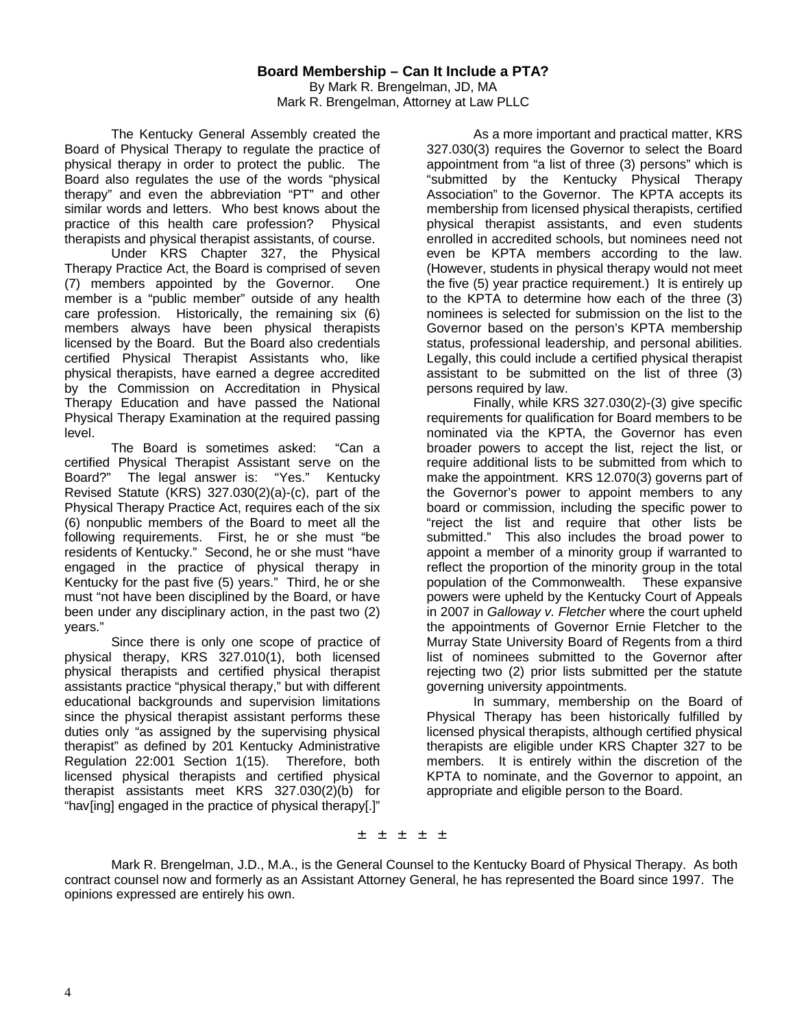## Board Membership – Can It Include a PTA?

By Mark R. Brengelman, JD, MA
Mark R. Brengelman, Attorney at Law PLLC

The Kentucky General Assembly created the Board of Physical Therapy to regulate the practice of physical therapy in order to protect the public. The Board also regulates the use of the words "physical therapy" and even the abbreviation "PT" and other similar words and letters. Who best knows about the practice of this health care profession? Physical therapists and physical therapist assistants, of course.

Under KRS Chapter 327, the Physical Therapy Practice Act, the Board is comprised of seven (7) members appointed by the Governor. One member is a "public member" outside of any health care profession. Historically, the remaining six (6) members always have been physical therapists licensed by the Board. But the Board also credentials certified Physical Therapist Assistants who, like physical therapists, have earned a degree accredited by the Commission on Accreditation in Physical Therapy Education and have passed the National Physical Therapy Examination at the required passing level.

The Board is sometimes asked: "Can a certified Physical Therapist Assistant serve on the Board?" The legal answer is: "Yes." Kentucky Revised Statute (KRS) 327.030(2)(a)-(c), part of the Physical Therapy Practice Act, requires each of the six (6) nonpublic members of the Board to meet all the following requirements. First, he or she must "be residents of Kentucky." Second, he or she must "have engaged in the practice of physical therapy in Kentucky for the past five (5) years." Third, he or she must "not have been disciplined by the Board, or have been under any disciplinary action, in the past two (2) years."

Since there is only one scope of practice of physical therapy, KRS 327.010(1), both licensed physical therapists and certified physical therapist assistants practice "physical therapy," but with different educational backgrounds and supervision limitations since the physical therapist assistant performs these duties only "as assigned by the supervising physical therapist" as defined by 201 Kentucky Administrative Regulation 22:001 Section 1(15). Therefore, both licensed physical therapists and certified physical therapist assistants meet KRS 327.030(2)(b) for "hav[ing] engaged in the practice of physical therapy[.]"

As a more important and practical matter, KRS 327.030(3) requires the Governor to select the Board appointment from "a list of three (3) persons" which is "submitted by the Kentucky Physical Therapy Association" to the Governor. The KPTA accepts its membership from licensed physical therapists, certified physical therapist assistants, and even students enrolled in accredited schools, but nominees need not even be KPTA members according to the law. (However, students in physical therapy would not meet the five (5) year practice requirement.) It is entirely up to the KPTA to determine how each of the three (3) nominees is selected for submission on the list to the Governor based on the person's KPTA membership status, professional leadership, and personal abilities. Legally, this could include a certified physical therapist assistant to be submitted on the list of three (3) persons required by law.

Finally, while KRS 327.030(2)-(3) give specific requirements for qualification for Board members to be nominated via the KPTA, the Governor has even broader powers to accept the list, reject the list, or require additional lists to be submitted from which to make the appointment. KRS 12.070(3) governs part of the Governor's power to appoint members to any board or commission, including the specific power to "reject the list and require that other lists be submitted." This also includes the broad power to appoint a member of a minority group if warranted to reflect the proportion of the minority group in the total population of the Commonwealth. These expansive powers were upheld by the Kentucky Court of Appeals in 2007 in *Galloway v. Fletcher* where the court upheld the appointments of Governor Ernie Fletcher to the Murray State University Board of Regents from a third list of nominees submitted to the Governor after rejecting two (2) prior lists submitted per the statute governing university appointments.

In summary, membership on the Board of Physical Therapy has been historically fulfilled by licensed physical therapists, although certified physical therapists are eligible under KRS Chapter 327 to be members. It is entirely within the discretion of the KPTA to nominate, and the Governor to appoint, an appropriate and eligible person to the Board.

± ± ± ± ±

Mark R. Brengelman, J.D., M.A., is the General Counsel to the Kentucky Board of Physical Therapy. As both contract counsel now and formerly as an Assistant Attorney General, he has represented the Board since 1997. The opinions expressed are entirely his own.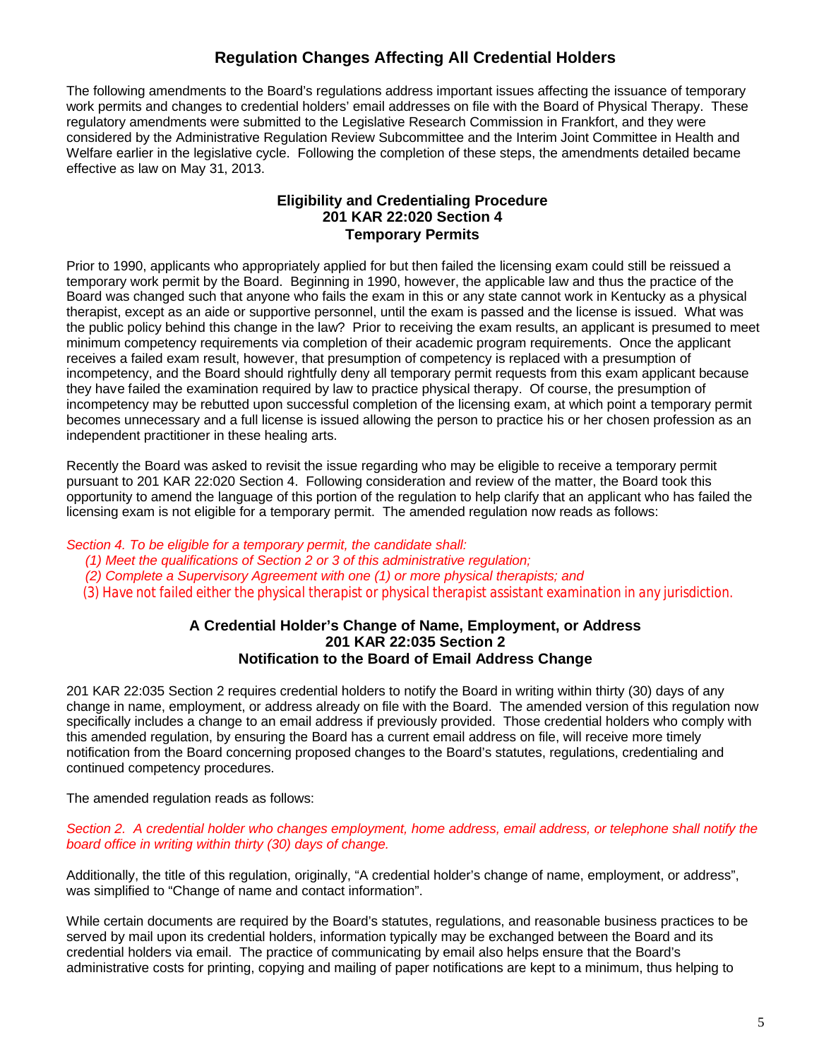## Regulation Changes Affecting All Credential Holders

The following amendments to the Board's regulations address important issues affecting the issuance of temporary work permits and changes to credential holders' email addresses on file with the Board of Physical Therapy. These regulatory amendments were submitted to the Legislative Research Commission in Frankfort, and they were considered by the Administrative Regulation Review Subcommittee and the Interim Joint Committee in Health and Welfare earlier in the legislative cycle. Following the completion of these steps, the amendments detailed became effective as law on May 31, 2013.

### Eligibility and Credentialing Procedure
### 201 KAR 22:020 Section 4
### Temporary Permits

Prior to 1990, applicants who appropriately applied for but then failed the licensing exam could still be reissued a temporary work permit by the Board. Beginning in 1990, however, the applicable law and thus the practice of the Board was changed such that anyone who fails the exam in this or any state cannot work in Kentucky as a physical therapist, except as an aide or supportive personnel, until the exam is passed and the license is issued. What was the public policy behind this change in the law? Prior to receiving the exam results, an applicant is presumed to meet minimum competency requirements via completion of their academic program requirements. Once the applicant receives a failed exam result, however, that presumption of competency is replaced with a presumption of incompetency, and the Board should rightfully deny all temporary permit requests from this exam applicant because they have failed the examination required by law to practice physical therapy. Of course, the presumption of incompetency may be rebutted upon successful completion of the licensing exam, at which point a temporary permit becomes unnecessary and a full license is issued allowing the person to practice his or her chosen profession as an independent practitioner in these healing arts.

Recently the Board was asked to revisit the issue regarding who may be eligible to receive a temporary permit pursuant to 201 KAR 22:020 Section 4. Following consideration and review of the matter, the Board took this opportunity to amend the language of this portion of the regulation to help clarify that an applicant who has failed the licensing exam is not eligible for a temporary permit. The amended regulation now reads as follows:

*Section 4. To be eligible for a temporary permit, the candidate shall:*

*(1) Meet the qualifications of Section 2 or 3 of this administrative regulation;*
*(2) Complete a Supervisory Agreement with one (1) or more physical therapists; and*
*(3) Have not failed either the physical therapist or physical therapist assistant examination in any jurisdiction.*

### A Credential Holder's Change of Name, Employment, or Address
### 201 KAR 22:035 Section 2
### Notification to the Board of Email Address Change

201 KAR 22:035 Section 2 requires credential holders to notify the Board in writing within thirty (30) days of any change in name, employment, or address already on file with the Board. The amended version of this regulation now specifically includes a change to an email address if previously provided. Those credential holders who comply with this amended regulation, by ensuring the Board has a current email address on file, will receive more timely notification from the Board concerning proposed changes to the Board's statutes, regulations, credentialing and continued competency procedures.

The amended regulation reads as follows:

*Section 2. A credential holder who changes employment, home address, email address, or telephone shall notify the board office in writing within thirty (30) days of change.*

Additionally, the title of this regulation, originally, "A credential holder's change of name, employment, or address", was simplified to "Change of name and contact information".

While certain documents are required by the Board's statutes, regulations, and reasonable business practices to be served by mail upon its credential holders, information typically may be exchanged between the Board and its credential holders via email. The practice of communicating by email also helps ensure that the Board's administrative costs for printing, copying and mailing of paper notifications are kept to a minimum, thus helping to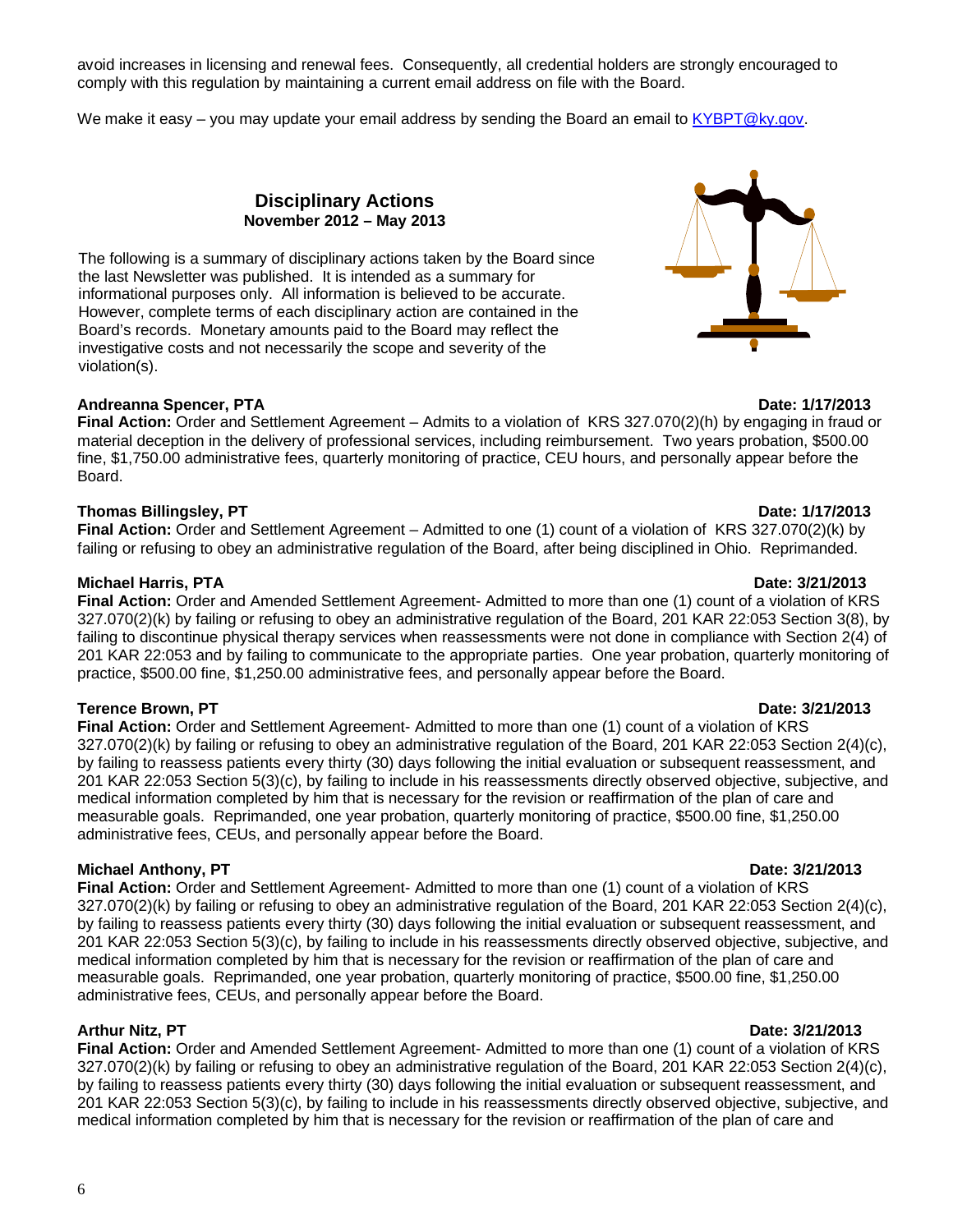avoid increases in licensing and renewal fees. Consequently, all credential holders are strongly encouraged to comply with this regulation by maintaining a current email address on file with the Board.

We make it easy – you may update your email address by sending the Board an email to KYBPT@ky.gov.

## Disciplinary Actions
**November 2012 – May 2013**

The following is a summary of disciplinary actions taken by the Board since the last Newsletter was published. It is intended as a summary for informational purposes only. All information is believed to be accurate. However, complete terms of each disciplinary action are contained in the Board's records. Monetary amounts paid to the Board may reflect the investigative costs and not necessarily the scope and severity of the violation(s).

**Andreanna Spencer, PTA** **Date: 1/17/2013**
**Final Action:** Order and Settlement Agreement – Admits to a violation of KRS 327.070(2)(h) by engaging in fraud or material deception in the delivery of professional services, including reimbursement. Two years probation, $500.00 fine, $1,750.00 administrative fees, quarterly monitoring of practice, CEU hours, and personally appear before the Board.

**Thomas Billingsley, PT** **Date: 1/17/2013**
**Final Action:** Order and Settlement Agreement – Admitted to one (1) count of a violation of KRS 327.070(2)(k) by failing or refusing to obey an administrative regulation of the Board, after being disciplined in Ohio. Reprimanded.

**Michael Harris, PTA** **Date: 3/21/2013**
**Final Action:** Order and Amended Settlement Agreement- Admitted to more than one (1) count of a violation of KRS 327.070(2)(k) by failing or refusing to obey an administrative regulation of the Board, 201 KAR 22:053 Section 3(8), by failing to discontinue physical therapy services when reassessments were not done in compliance with Section 2(4) of 201 KAR 22:053 and by failing to communicate to the appropriate parties. One year probation, quarterly monitoring of practice, $500.00 fine, $1,250.00 administrative fees, and personally appear before the Board.

**Terence Brown, PT** **Date: 3/21/2013**
**Final Action:** Order and Settlement Agreement- Admitted to more than one (1) count of a violation of KRS 327.070(2)(k) by failing or refusing to obey an administrative regulation of the Board, 201 KAR 22:053 Section 2(4)(c), by failing to reassess patients every thirty (30) days following the initial evaluation or subsequent reassessment, and 201 KAR 22:053 Section 5(3)(c), by failing to include in his reassessments directly observed objective, subjective, and medical information completed by him that is necessary for the revision or reaffirmation of the plan of care and measurable goals. Reprimanded, one year probation, quarterly monitoring of practice, $500.00 fine, $1,250.00 administrative fees, CEUs, and personally appear before the Board.

**Michael Anthony, PT** **Date: 3/21/2013**
**Final Action:** Order and Settlement Agreement- Admitted to more than one (1) count of a violation of KRS 327.070(2)(k) by failing or refusing to obey an administrative regulation of the Board, 201 KAR 22:053 Section 2(4)(c), by failing to reassess patients every thirty (30) days following the initial evaluation or subsequent reassessment, and 201 KAR 22:053 Section 5(3)(c), by failing to include in his reassessments directly observed objective, subjective, and medical information completed by him that is necessary for the revision or reaffirmation of the plan of care and measurable goals. Reprimanded, one year probation, quarterly monitoring of practice, $500.00 fine, $1,250.00 administrative fees, CEUs, and personally appear before the Board.

**Arthur Nitz, PT** **Date: 3/21/2013**
**Final Action:** Order and Amended Settlement Agreement- Admitted to more than one (1) count of a violation of KRS 327.070(2)(k) by failing or refusing to obey an administrative regulation of the Board, 201 KAR 22:053 Section 2(4)(c), by failing to reassess patients every thirty (30) days following the initial evaluation or subsequent reassessment, and 201 KAR 22:053 Section 5(3)(c), by failing to include in his reassessments directly observed objective, subjective, and medical information completed by him that is necessary for the revision or reaffirmation of the plan of care and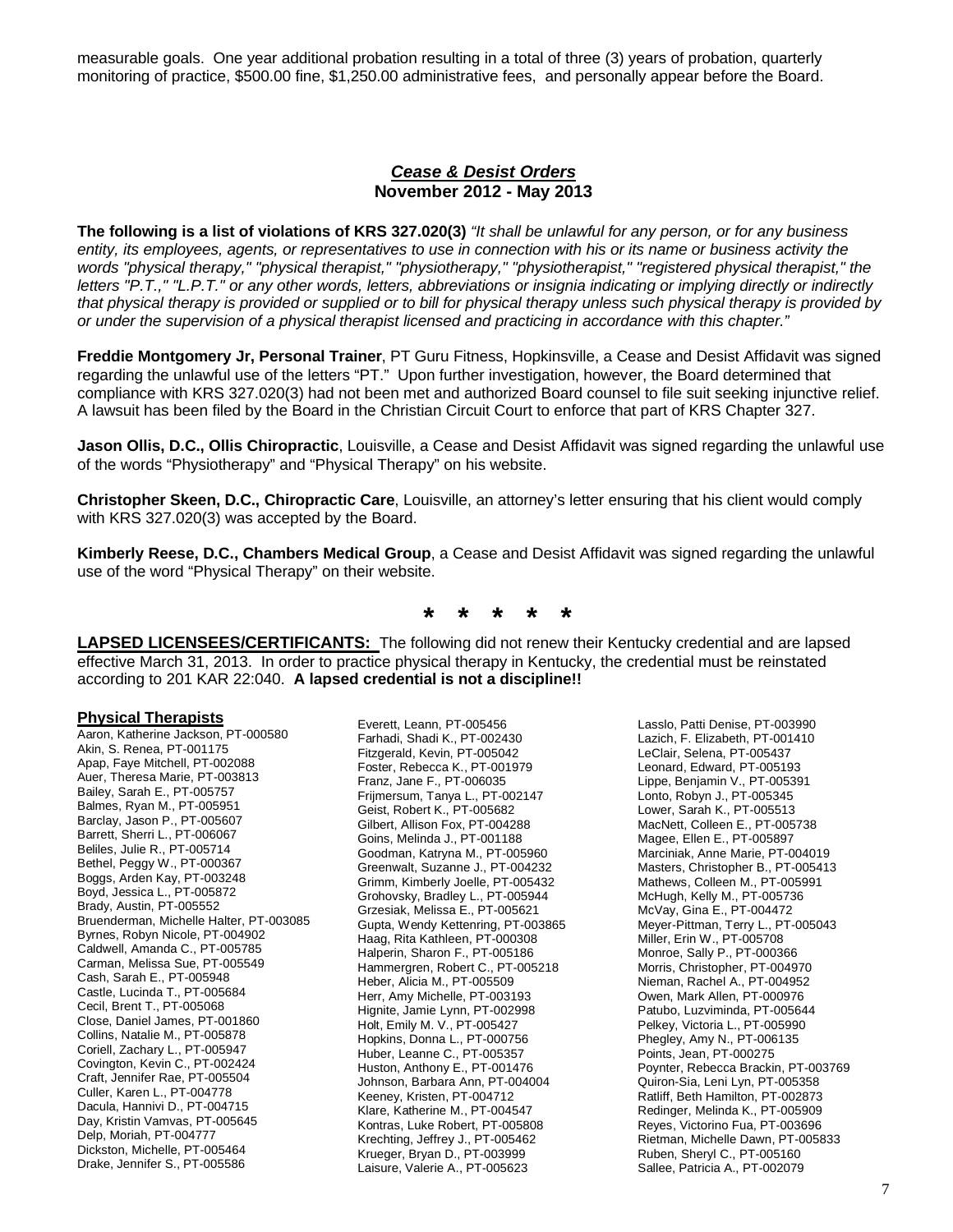measurable goals. One year additional probation resulting in a total of three (3) years of probation, quarterly monitoring of practice, $500.00 fine, $1,250.00 administrative fees, and personally appear before the Board.

## ***Cease & Desist Orders***
## **November 2012 - May 2013**

**The following is a list of violations of KRS 327.020(3)** *"It shall be unlawful for any person, or for any business entity, its employees, agents, or representatives to use in connection with his or its name or business activity the words "physical therapy," "physical therapist," "physiotherapy," "physiotherapist," "registered physical therapist," the letters "P.T.," "L.P.T." or any other words, letters, abbreviations or insignia indicating or implying directly or indirectly that physical therapy is provided or supplied or to bill for physical therapy unless such physical therapy is provided by or under the supervision of a physical therapist licensed and practicing in accordance with this chapter."*

**Freddie Montgomery Jr, Personal Trainer**, PT Guru Fitness, Hopkinsville, a Cease and Desist Affidavit was signed regarding the unlawful use of the letters "PT." Upon further investigation, however, the Board determined that compliance with KRS 327.020(3) had not been met and authorized Board counsel to file suit seeking injunctive relief. A lawsuit has been filed by the Board in the Christian Circuit Court to enforce that part of KRS Chapter 327.

**Jason Ollis, D.C., Ollis Chiropractic**, Louisville, a Cease and Desist Affidavit was signed regarding the unlawful use of the words "Physiotherapy" and "Physical Therapy" on his website.

**Christopher Skeen, D.C., Chiropractic Care**, Louisville, an attorney's letter ensuring that his client would comply with KRS 327.020(3) was accepted by the Board.

**Kimberly Reese, D.C., Chambers Medical Group**, a Cease and Desist Affidavit was signed regarding the unlawful use of the word "Physical Therapy" on their website.

\* \* \* \* \*

**LAPSED LICENSEES/CERTIFICANTS:** The following did not renew their Kentucky credential and are lapsed effective March 31, 2013. In order to practice physical therapy in Kentucky, the credential must be reinstated according to 201 KAR 22:040. **A lapsed credential is not a discipline!!**

### **Physical Therapists**

Aaron, Katherine Jackson, PT-000580
Akin, S. Renea, PT-001175
Apap, Faye Mitchell, PT-002088
Auer, Theresa Marie, PT-003813
Bailey, Sarah E., PT-005757
Balmes, Ryan M., PT-005951
Barclay, Jason P., PT-005607
Barrett, Sherri L., PT-006067
Beliles, Julie R., PT-005714
Bethel, Peggy W., PT-000367
Boggs, Arden Kay, PT-003248
Boyd, Jessica L., PT-005872
Brady, Austin, PT-005552
Bruenderman, Michelle Halter, PT-003085
Byrnes, Robyn Nicole, PT-004902
Caldwell, Amanda C., PT-005785
Carman, Melissa Sue, PT-005549
Cash, Sarah E., PT-005948
Castle, Lucinda T., PT-005684
Cecil, Brent T., PT-005068
Close, Daniel James, PT-001860
Collins, Natalie M., PT-005878
Coriell, Zachary L., PT-005947
Covington, Kevin C., PT-002424
Craft, Jennifer Rae, PT-005504
Culler, Karen L., PT-004778
Dacula, Hannivi D., PT-004715
Day, Kristin Vamvas, PT-005645
Delp, Moriah, PT-004777
Dickston, Michelle, PT-005464
Drake, Jennifer S., PT-005586
Everett, Leann, PT-005456
Farhadi, Shadi K., PT-002430
Fitzgerald, Kevin, PT-005042
Foster, Rebecca K., PT-001979
Franz, Jane F., PT-006035
Frijmersum, Tanya L., PT-002147
Geist, Robert K., PT-005682
Gilbert, Allison Fox, PT-004288
Goins, Melinda J., PT-001188
Goodman, Katryna M., PT-005960
Greenwalt, Suzanne J., PT-004232
Grimm, Kimberly Joelle, PT-005432
Grohovsky, Bradley L., PT-005944
Grzesiak, Melissa E., PT-005621
Gupta, Wendy Kettenring, PT-003865
Haag, Rita Kathleen, PT-000308
Halperin, Sharon F., PT-005186
Hammergren, Robert C., PT-005218
Heber, Alicia M., PT-005509
Herr, Amy Michelle, PT-003193
Hignite, Jamie Lynn, PT-002998
Holt, Emily M. V., PT-005427
Hopkins, Donna L., PT-000756
Huber, Leanne C., PT-005357
Huston, Anthony E., PT-001476
Johnson, Barbara Ann, PT-004004
Keeney, Kristen, PT-004712
Klare, Katherine M., PT-004547
Kontras, Luke Robert, PT-005808
Krechting, Jeffrey J., PT-005462
Krueger, Bryan D., PT-003999
Laisure, Valerie A., PT-005623
Lasslo, Patti Denise, PT-003990
Lazich, F. Elizabeth, PT-001410
LeClair, Selena, PT-005437
Leonard, Edward, PT-005193
Lippe, Benjamin V., PT-005391
Lonto, Robyn J., PT-005345
Lower, Sarah K., PT-005513
MacNett, Colleen E., PT-005738
Magee, Ellen E., PT-005897
Marciniak, Anne Marie, PT-004019
Masters, Christopher B., PT-005413
Mathews, Colleen M., PT-005991
McHugh, Kelly M., PT-005736
McVay, Gina E., PT-004472
Meyer-Pittman, Terry L., PT-005043
Miller, Erin W., PT-005708
Monroe, Sally P., PT-000366
Morris, Christopher, PT-004970
Nieman, Rachel A., PT-004952
Owen, Mark Allen, PT-000976
Patubo, Luzviminda, PT-005644
Pelkey, Victoria L., PT-005990
Phegley, Amy N., PT-006135
Points, Jean, PT-000275
Poynter, Rebecca Brackin, PT-003769
Quiron-Sia, Leni Lyn, PT-005358
Ratliff, Beth Hamilton, PT-002873
Redinger, Melinda K., PT-005909
Reyes, Victorino Fua, PT-003696
Rietman, Michelle Dawn, PT-005833
Ruben, Sheryl C., PT-005160
Sallee, Patricia A., PT-002079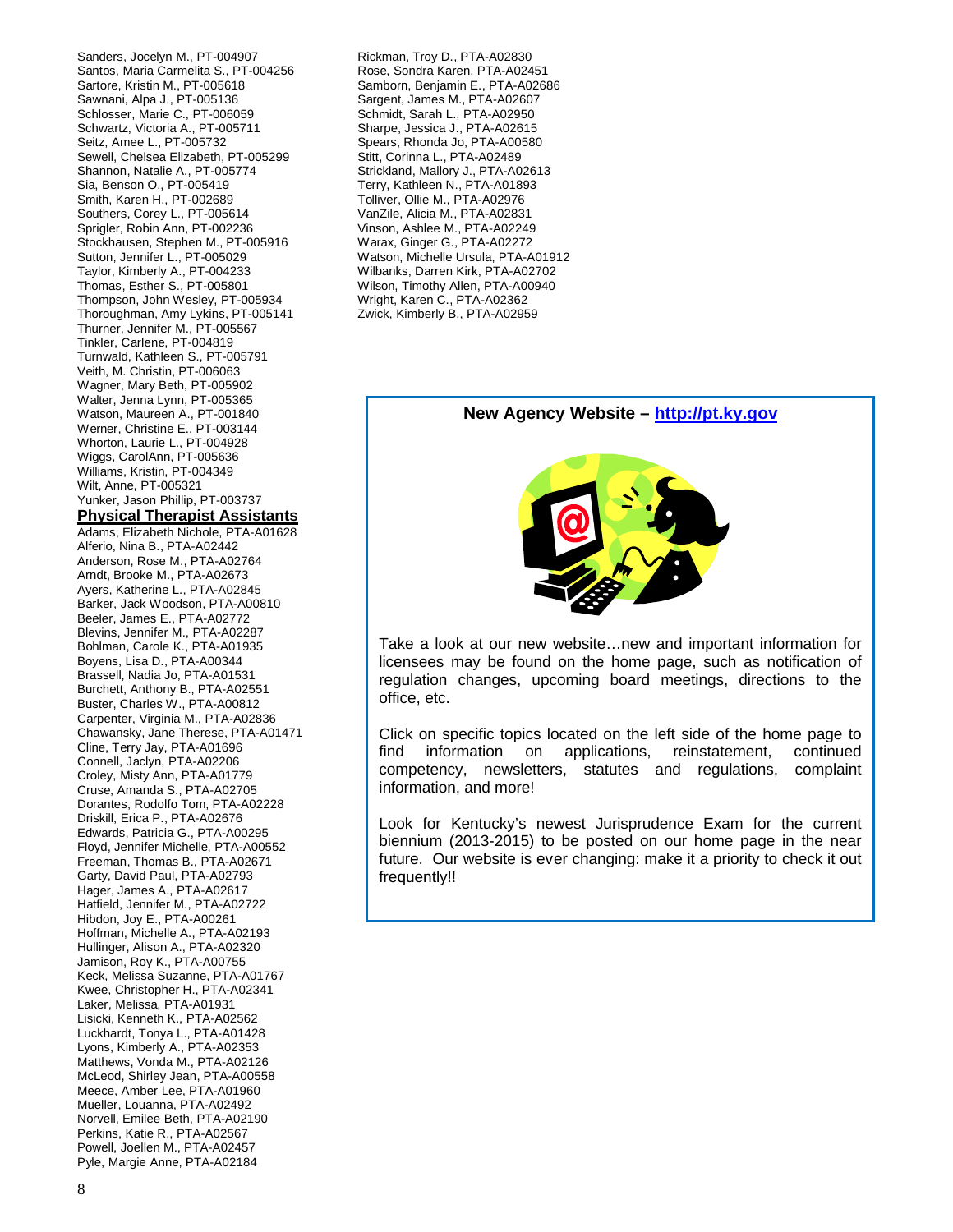Sanders, Jocelyn M., PT-004907
Santos, Maria Carmelita S., PT-004256
Sartore, Kristin M., PT-005618
Sawnani, Alpa J., PT-005136
Schlosser, Marie C., PT-006059
Schwartz, Victoria A., PT-005711
Seitz, Amee L., PT-005732
Sewell, Chelsea Elizabeth, PT-005299
Shannon, Natalie A., PT-005774
Sia, Benson O., PT-005419
Smith, Karen H., PT-002689
Southers, Corey L., PT-005614
Sprigler, Robin Ann, PT-002236
Stockhausen, Stephen M., PT-005916
Sutton, Jennifer L., PT-005029
Taylor, Kimberly A., PT-004233
Thomas, Esther S., PT-005801
Thompson, John Wesley, PT-005934
Thoroughman, Amy Lykins, PT-005141
Thurner, Jennifer M., PT-005567
Tinkler, Carlene, PT-004819
Turnwald, Kathleen S., PT-005791
Veith, M. Christin, PT-006063
Wagner, Mary Beth, PT-005902
Walter, Jenna Lynn, PT-005365
Watson, Maureen A., PT-001840
Werner, Christine E., PT-003144
Whorton, Laurie L., PT-004928
Wiggs, CarolAnn, PT-005636
Williams, Kristin, PT-004349
Wilt, Anne, PT-005321
Yunker, Jason Phillip, PT-003737

## Physical Therapist Assistants

Adams, Elizabeth Nichole, PTA-A01628
Alferio, Nina B., PTA-A02442
Anderson, Rose M., PTA-A02764
Arndt, Brooke M., PTA-A02673
Ayers, Katherine L., PTA-A02845
Barker, Jack Woodson, PTA-A00810
Beeler, James E., PTA-A02772
Blevins, Jennifer M., PTA-A02287
Bohlman, Carole K., PTA-A01935
Boyens, Lisa D., PTA-A00344
Brassell, Nadia Jo, PTA-A01531
Burchett, Anthony B., PTA-A02551
Buster, Charles W., PTA-A00812
Carpenter, Virginia M., PTA-A02836
Chawansky, Jane Therese, PTA-A01471
Cline, Terry Jay, PTA-A01696
Connell, Jaclyn, PTA-A02206
Croley, Misty Ann, PTA-A01779
Cruse, Amanda S., PTA-A02705
Dorantes, Rodolfo Tom, PTA-A02228
Driskill, Erica P., PTA-A02676
Edwards, Patricia G., PTA-A00295
Floyd, Jennifer Michelle, PTA-A00552
Freeman, Thomas B., PTA-A02671
Garty, David Paul, PTA-A02793
Hager, James A., PTA-A02617
Hatfield, Jennifer M., PTA-A02722
Hibdon, Joy E., PTA-A00261
Hoffman, Michelle A., PTA-A02193
Hullinger, Alison A., PTA-A02320
Jamison, Roy K., PTA-A00755
Keck, Melissa Suzanne, PTA-A01767
Kwee, Christopher H., PTA-A02341
Laker, Melissa, PTA-A01931
Lisicki, Kenneth K., PTA-A02562
Luckhardt, Tonya L., PTA-A01428
Lyons, Kimberly A., PTA-A02353
Matthews, Vonda M., PTA-A02126
McLeod, Shirley Jean, PTA-A00558
Meece, Amber Lee, PTA-A01960
Mueller, Louanna, PTA-A02492
Norvell, Emilee Beth, PTA-A02190
Perkins, Katie R., PTA-A02567
Powell, Joellen M., PTA-A02457
Pyle, Margie Anne, PTA-A02184
Rickman, Troy D., PTA-A02830
Rose, Sondra Karen, PTA-A02451
Samborn, Benjamin E., PTA-A02686
Sargent, James M., PTA-A02607
Schmidt, Sarah L., PTA-A02950
Sharpe, Jessica J., PTA-A02615
Spears, Rhonda Jo, PTA-A00580
Stitt, Corinna L., PTA-A02489
Strickland, Mallory J., PTA-A02613
Terry, Kathleen N., PTA-A01893
Tolliver, Ollie M., PTA-A02976
VanZile, Alicia M., PTA-A02831
Vinson, Ashlee M., PTA-A02249
Warax, Ginger G., PTA-A02272
Watson, Michelle Ursula, PTA-A01912
Wilbanks, Darren Kirk, PTA-A02702
Wilson, Timothy Allen, PTA-A00940
Wright, Karen C., PTA-A02362
Zwick, Kimberly B., PTA-A02959

## New Agency Website – http://pt.ky.gov

Take a look at our new website…new and important information for licensees may be found on the home page, such as notification of regulation changes, upcoming board meetings, directions to the office, etc.

Click on specific topics located on the left side of the home page to find information on applications, reinstatement, continued competency, newsletters, statutes and regulations, complaint information, and more!

Look for Kentucky's newest Jurisprudence Exam for the current biennium (2013-2015) to be posted on our home page in the near future. Our website is ever changing: make it a priority to check it out frequently!!